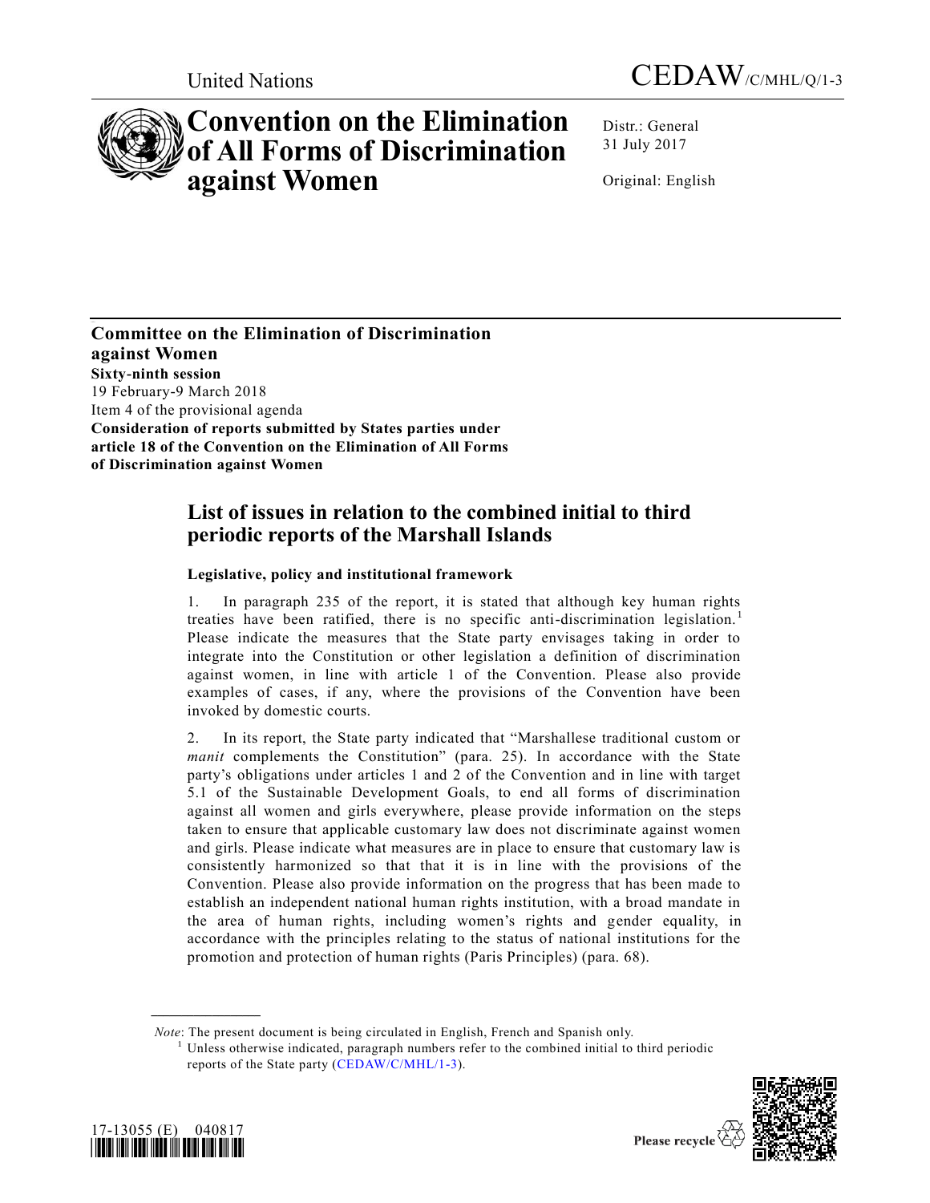United Nations CEDAW/C/MHL/Q/1-3

# Convention on the Elimination of All Forms of Discrimination against Women

Distr.: General
31 July 2017

Original: English

## Committee on the Elimination of Discrimination against Women

**Sixty-ninth session**
19 February-9 March 2018
Item 4 of the provisional agenda
**Consideration of reports submitted by States parties under article 18 of the Convention on the Elimination of All Forms of Discrimination against Women**

## List of issues in relation to the combined initial to third periodic reports of the Marshall Islands

### Legislative, policy and institutional framework

1. In paragraph 235 of the report, it is stated that although key human rights treaties have been ratified, there is no specific anti-discrimination legislation.[1] Please indicate the measures that the State party envisages taking in order to integrate into the Constitution or other legislation a definition of discrimination against women, in line with article 1 of the Convention. Please also provide examples of cases, if any, where the provisions of the Convention have been invoked by domestic courts.

2. In its report, the State party indicated that "Marshallese traditional custom or *manit* complements the Constitution" (para. 25). In accordance with the State party's obligations under articles 1 and 2 of the Convention and in line with target 5.1 of the Sustainable Development Goals, to end all forms of discrimination against all women and girls everywhere, please provide information on the steps taken to ensure that applicable customary law does not discriminate against women and girls. Please indicate what measures are in place to ensure that customary law is consistently harmonized so that that it is in line with the provisions of the Convention. Please also provide information on the progress that has been made to establish an independent national human rights institution, with a broad mandate in the area of human rights, including women's rights and gender equality, in accordance with the principles relating to the status of national institutions for the promotion and protection of human rights (Paris Principles) (para. 68).

*Note*: The present document is being circulated in English, French and Spanish only.

[1] Unless otherwise indicated, paragraph numbers refer to the combined initial to third periodic reports of the State party (CEDAW/C/MHL/1-3).

17-13055 (E) 040817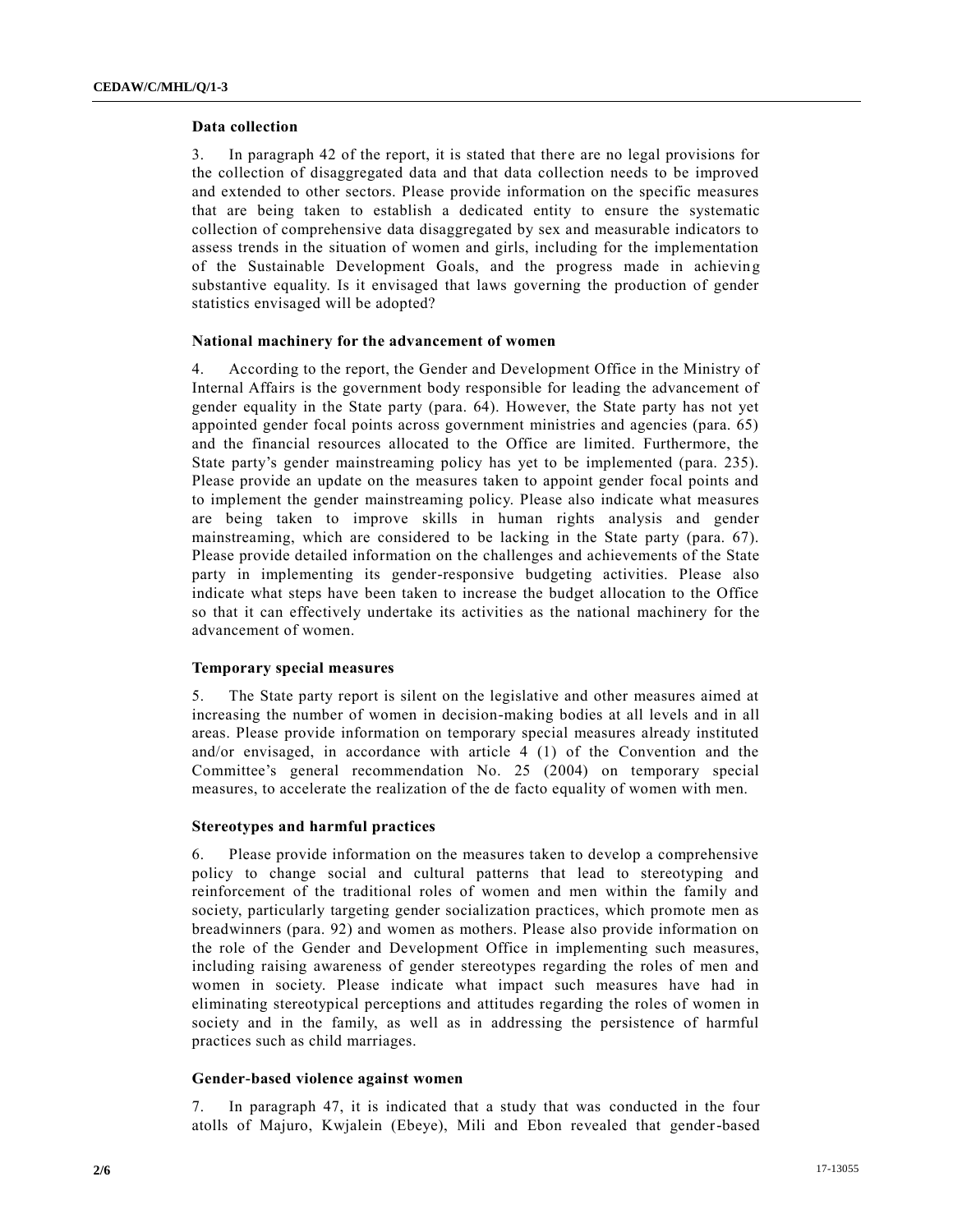### Data collection

3. In paragraph 42 of the report, it is stated that there are no legal provisions for the collection of disaggregated data and that data collection needs to be improved and extended to other sectors. Please provide information on the specific measures that are being taken to establish a dedicated entity to ensure the systematic collection of comprehensive data disaggregated by sex and measurable indicators to assess trends in the situation of women and girls, including for the implementation of the Sustainable Development Goals, and the progress made in achieving substantive equality. Is it envisaged that laws governing the production of gender statistics envisaged will be adopted?

### National machinery for the advancement of women

4. According to the report, the Gender and Development Office in the Ministry of Internal Affairs is the government body responsible for leading the advancement of gender equality in the State party (para. 64). However, the State party has not yet appointed gender focal points across government ministries and agencies (para. 65) and the financial resources allocated to the Office are limited. Furthermore, the State party's gender mainstreaming policy has yet to be implemented (para. 235). Please provide an update on the measures taken to appoint gender focal points and to implement the gender mainstreaming policy. Please also indicate what measures are being taken to improve skills in human rights analysis and gender mainstreaming, which are considered to be lacking in the State party (para. 67). Please provide detailed information on the challenges and achievements of the State party in implementing its gender-responsive budgeting activities. Please also indicate what steps have been taken to increase the budget allocation to the Office so that it can effectively undertake its activities as the national machinery for the advancement of women.

### Temporary special measures

5. The State party report is silent on the legislative and other measures aimed at increasing the number of women in decision-making bodies at all levels and in all areas. Please provide information on temporary special measures already instituted and/or envisaged, in accordance with article 4 (1) of the Convention and the Committee's general recommendation No. 25 (2004) on temporary special measures, to accelerate the realization of the de facto equality of women with men.

### Stereotypes and harmful practices

6. Please provide information on the measures taken to develop a comprehensive policy to change social and cultural patterns that lead to stereotyping and reinforcement of the traditional roles of women and men within the family and society, particularly targeting gender socialization practices, which promote men as breadwinners (para. 92) and women as mothers. Please also provide information on the role of the Gender and Development Office in implementing such measures, including raising awareness of gender stereotypes regarding the roles of men and women in society. Please indicate what impact such measures have had in eliminating stereotypical perceptions and attitudes regarding the roles of women in society and in the family, as well as in addressing the persistence of harmful practices such as child marriages.

### Gender-based violence against women

7. In paragraph 47, it is indicated that a study that was conducted in the four atolls of Majuro, Kwjalein (Ebeye), Mili and Ebon revealed that gender-based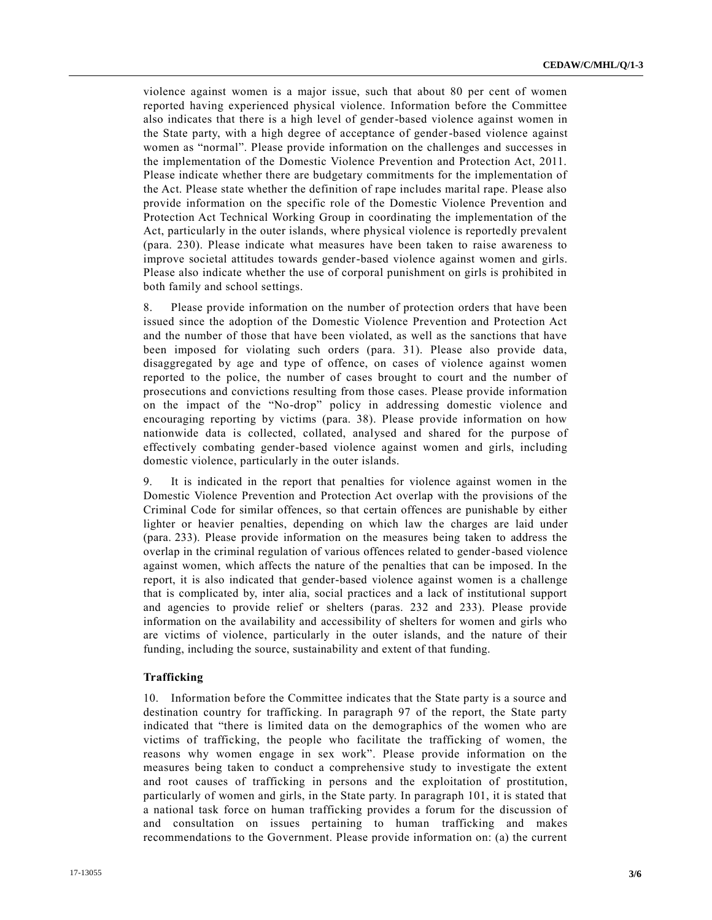violence against women is a major issue, such that about 80 per cent of women reported having experienced physical violence. Information before the Committee also indicates that there is a high level of gender-based violence against women in the State party, with a high degree of acceptance of gender-based violence against women as "normal". Please provide information on the challenges and successes in the implementation of the Domestic Violence Prevention and Protection Act, 2011. Please indicate whether there are budgetary commitments for the implementation of the Act. Please state whether the definition of rape includes marital rape. Please also provide information on the specific role of the Domestic Violence Prevention and Protection Act Technical Working Group in coordinating the implementation of the Act, particularly in the outer islands, where physical violence is reportedly prevalent (para. 230). Please indicate what measures have been taken to raise awareness to improve societal attitudes towards gender-based violence against women and girls. Please also indicate whether the use of corporal punishment on girls is prohibited in both family and school settings.

8. Please provide information on the number of protection orders that have been issued since the adoption of the Domestic Violence Prevention and Protection Act and the number of those that have been violated, as well as the sanctions that have been imposed for violating such orders (para. 31). Please also provide data, disaggregated by age and type of offence, on cases of violence against women reported to the police, the number of cases brought to court and the number of prosecutions and convictions resulting from those cases. Please provide information on the impact of the "No-drop" policy in addressing domestic violence and encouraging reporting by victims (para. 38). Please provide information on how nationwide data is collected, collated, analysed and shared for the purpose of effectively combating gender-based violence against women and girls, including domestic violence, particularly in the outer islands.

9. It is indicated in the report that penalties for violence against women in the Domestic Violence Prevention and Protection Act overlap with the provisions of the Criminal Code for similar offences, so that certain offences are punishable by either lighter or heavier penalties, depending on which law the charges are laid under (para. 233). Please provide information on the measures being taken to address the overlap in the criminal regulation of various offences related to gender-based violence against women, which affects the nature of the penalties that can be imposed. In the report, it is also indicated that gender-based violence against women is a challenge that is complicated by, inter alia, social practices and a lack of institutional support and agencies to provide relief or shelters (paras. 232 and 233). Please provide information on the availability and accessibility of shelters for women and girls who are victims of violence, particularly in the outer islands, and the nature of their funding, including the source, sustainability and extent of that funding.

### Trafficking

10. Information before the Committee indicates that the State party is a source and destination country for trafficking. In paragraph 97 of the report, the State party indicated that "there is limited data on the demographics of the women who are victims of trafficking, the people who facilitate the trafficking of women, the reasons why women engage in sex work". Please provide information on the measures being taken to conduct a comprehensive study to investigate the extent and root causes of trafficking in persons and the exploitation of prostitution, particularly of women and girls, in the State party. In paragraph 101, it is stated that a national task force on human trafficking provides a forum for the discussion of and consultation on issues pertaining to human trafficking and makes recommendations to the Government. Please provide information on: (a) the current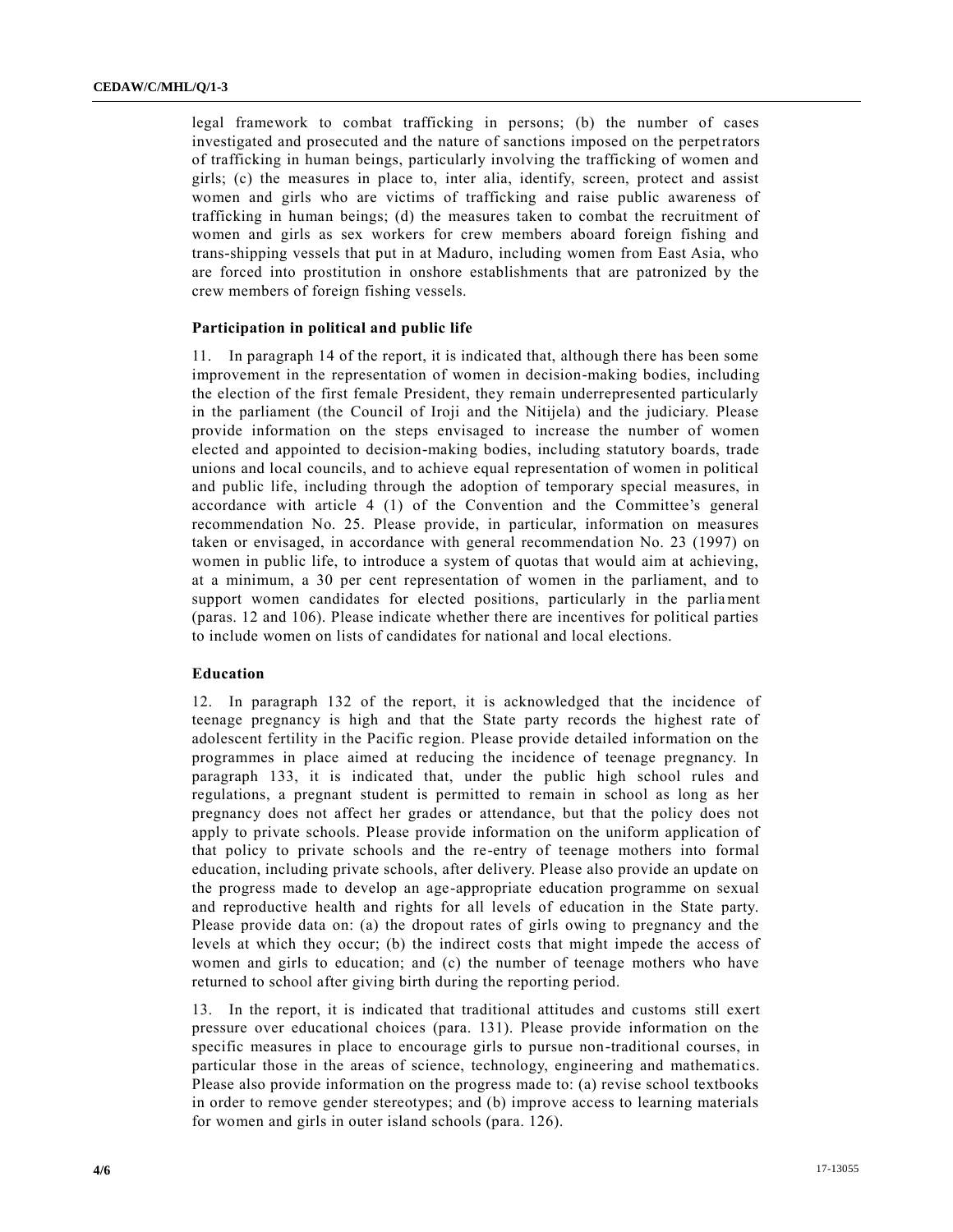legal framework to combat trafficking in persons; (b) the number of cases investigated and prosecuted and the nature of sanctions imposed on the perpetrators of trafficking in human beings, particularly involving the trafficking of women and girls; (c) the measures in place to, inter alia, identify, screen, protect and assist women and girls who are victims of trafficking and raise public awareness of trafficking in human beings; (d) the measures taken to combat the recruitment of women and girls as sex workers for crew members aboard foreign fishing and trans-shipping vessels that put in at Maduro, including women from East Asia, who are forced into prostitution in onshore establishments that are patronized by the crew members of foreign fishing vessels.

**Participation in political and public life**

11. In paragraph 14 of the report, it is indicated that, although there has been some improvement in the representation of women in decision-making bodies, including the election of the first female President, they remain underrepresented particularly in the parliament (the Council of Iroji and the Nitijela) and the judiciary. Please provide information on the steps envisaged to increase the number of women elected and appointed to decision-making bodies, including statutory boards, trade unions and local councils, and to achieve equal representation of women in political and public life, including through the adoption of temporary special measures, in accordance with article 4 (1) of the Convention and the Committee's general recommendation No. 25. Please provide, in particular, information on measures taken or envisaged, in accordance with general recommendation No. 23 (1997) on women in public life, to introduce a system of quotas that would aim at achieving, at a minimum, a 30 per cent representation of women in the parliament, and to support women candidates for elected positions, particularly in the parliament (paras. 12 and 106). Please indicate whether there are incentives for political parties to include women on lists of candidates for national and local elections.

**Education**

12. In paragraph 132 of the report, it is acknowledged that the incidence of teenage pregnancy is high and that the State party records the highest rate of adolescent fertility in the Pacific region. Please provide detailed information on the programmes in place aimed at reducing the incidence of teenage pregnancy. In paragraph 133, it is indicated that, under the public high school rules and regulations, a pregnant student is permitted to remain in school as long as her pregnancy does not affect her grades or attendance, but that the policy does not apply to private schools. Please provide information on the uniform application of that policy to private schools and the re-entry of teenage mothers into formal education, including private schools, after delivery. Please also provide an update on the progress made to develop an age-appropriate education programme on sexual and reproductive health and rights for all levels of education in the State party. Please provide data on: (a) the dropout rates of girls owing to pregnancy and the levels at which they occur; (b) the indirect costs that might impede the access of women and girls to education; and (c) the number of teenage mothers who have returned to school after giving birth during the reporting period.

13. In the report, it is indicated that traditional attitudes and customs still exert pressure over educational choices (para. 131). Please provide information on the specific measures in place to encourage girls to pursue non-traditional courses, in particular those in the areas of science, technology, engineering and mathematics. Please also provide information on the progress made to: (a) revise school textbooks in order to remove gender stereotypes; and (b) improve access to learning materials for women and girls in outer island schools (para. 126).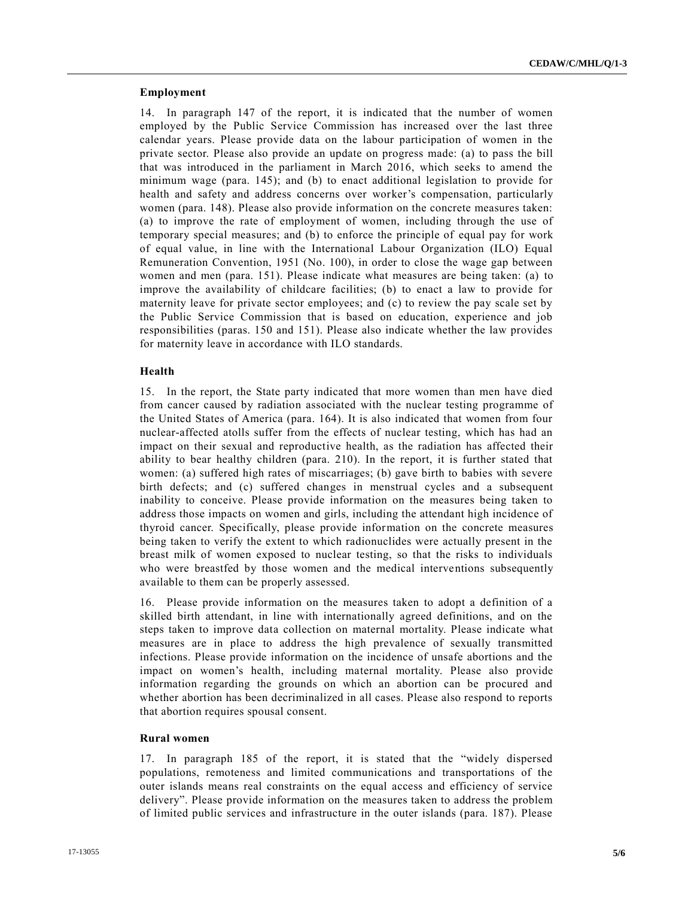### Employment

14. In paragraph 147 of the report, it is indicated that the number of women employed by the Public Service Commission has increased over the last three calendar years. Please provide data on the labour participation of women in the private sector. Please also provide an update on progress made: (a) to pass the bill that was introduced in the parliament in March 2016, which seeks to amend the minimum wage (para. 145); and (b) to enact additional legislation to provide for health and safety and address concerns over worker's compensation, particularly women (para. 148). Please also provide information on the concrete measures taken: (a) to improve the rate of employment of women, including through the use of temporary special measures; and (b) to enforce the principle of equal pay for work of equal value, in line with the International Labour Organization (ILO) Equal Remuneration Convention, 1951 (No. 100), in order to close the wage gap between women and men (para. 151). Please indicate what measures are being taken: (a) to improve the availability of childcare facilities; (b) to enact a law to provide for maternity leave for private sector employees; and (c) to review the pay scale set by the Public Service Commission that is based on education, experience and job responsibilities (paras. 150 and 151). Please also indicate whether the law provides for maternity leave in accordance with ILO standards.

### Health

15. In the report, the State party indicated that more women than men have died from cancer caused by radiation associated with the nuclear testing programme of the United States of America (para. 164). It is also indicated that women from four nuclear-affected atolls suffer from the effects of nuclear testing, which has had an impact on their sexual and reproductive health, as the radiation has affected their ability to bear healthy children (para. 210). In the report, it is further stated that women: (a) suffered high rates of miscarriages; (b) gave birth to babies with severe birth defects; and (c) suffered changes in menstrual cycles and a subsequent inability to conceive. Please provide information on the measures being taken to address those impacts on women and girls, including the attendant high incidence of thyroid cancer. Specifically, please provide information on the concrete measures being taken to verify the extent to which radionuclides were actually present in the breast milk of women exposed to nuclear testing, so that the risks to individuals who were breastfed by those women and the medical interventions subsequently available to them can be properly assessed.

16. Please provide information on the measures taken to adopt a definition of a skilled birth attendant, in line with internationally agreed definitions, and on the steps taken to improve data collection on maternal mortality. Please indicate what measures are in place to address the high prevalence of sexually transmitted infections. Please provide information on the incidence of unsafe abortions and the impact on women's health, including maternal mortality. Please also provide information regarding the grounds on which an abortion can be procured and whether abortion has been decriminalized in all cases. Please also respond to reports that abortion requires spousal consent.

### Rural women

17. In paragraph 185 of the report, it is stated that the "widely dispersed populations, remoteness and limited communications and transportations of the outer islands means real constraints on the equal access and efficiency of service delivery". Please provide information on the measures taken to address the problem of limited public services and infrastructure in the outer islands (para. 187). Please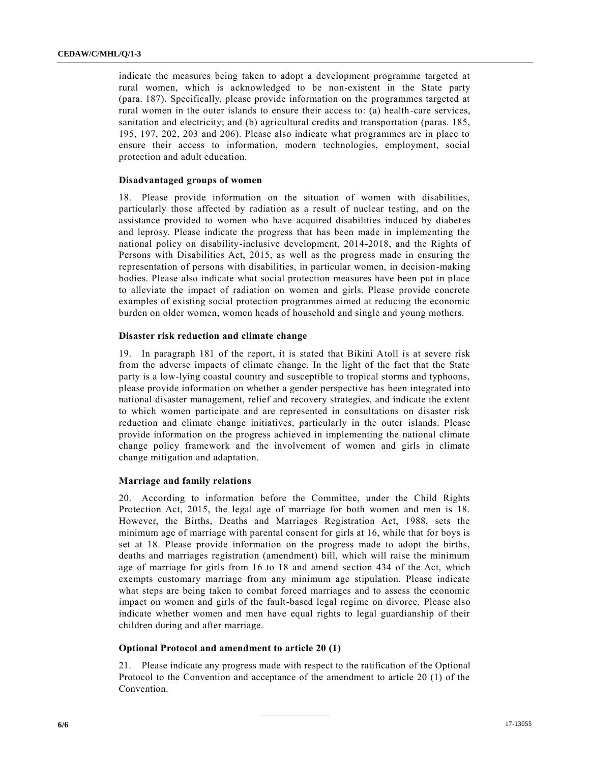indicate the measures being taken to adopt a development programme targeted at rural women, which is acknowledged to be non-existent in the State party (para. 187). Specifically, please provide information on the programmes targeted at rural women in the outer islands to ensure their access to: (a) health-care services, sanitation and electricity; and (b) agricultural credits and transportation (paras. 185, 195, 197, 202, 203 and 206). Please also indicate what programmes are in place to ensure their access to information, modern technologies, employment, social protection and adult education.

### Disadvantaged groups of women

18. Please provide information on the situation of women with disabilities, particularly those affected by radiation as a result of nuclear testing, and on the assistance provided to women who have acquired disabilities induced by diabetes and leprosy. Please indicate the progress that has been made in implementing the national policy on disability-inclusive development, 2014-2018, and the Rights of Persons with Disabilities Act, 2015, as well as the progress made in ensuring the representation of persons with disabilities, in particular women, in decision-making bodies. Please also indicate what social protection measures have been put in place to alleviate the impact of radiation on women and girls. Please provide concrete examples of existing social protection programmes aimed at reducing the economic burden on older women, women heads of household and single and young mothers.

### Disaster risk reduction and climate change

19. In paragraph 181 of the report, it is stated that Bikini Atoll is at severe risk from the adverse impacts of climate change. In the light of the fact that the State party is a low-lying coastal country and susceptible to tropical storms and typhoons, please provide information on whether a gender perspective has been integrated into national disaster management, relief and recovery strategies, and indicate the extent to which women participate and are represented in consultations on disaster risk reduction and climate change initiatives, particularly in the outer islands. Please provide information on the progress achieved in implementing the national climate change policy framework and the involvement of women and girls in climate change mitigation and adaptation.

### Marriage and family relations

20. According to information before the Committee, under the Child Rights Protection Act, 2015, the legal age of marriage for both women and men is 18. However, the Births, Deaths and Marriages Registration Act, 1988, sets the minimum age of marriage with parental consent for girls at 16, while that for boys is set at 18. Please provide information on the progress made to adopt the births, deaths and marriages registration (amendment) bill, which will raise the minimum age of marriage for girls from 16 to 18 and amend section 434 of the Act, which exempts customary marriage from any minimum age stipulation. Please indicate what steps are being taken to combat forced marriages and to assess the economic impact on women and girls of the fault-based legal regime on divorce. Please also indicate whether women and men have equal rights to legal guardianship of their children during and after marriage.

### Optional Protocol and amendment to article 20 (1)

21. Please indicate any progress made with respect to the ratification of the Optional Protocol to the Convention and acceptance of the amendment to article 20 (1) of the Convention.